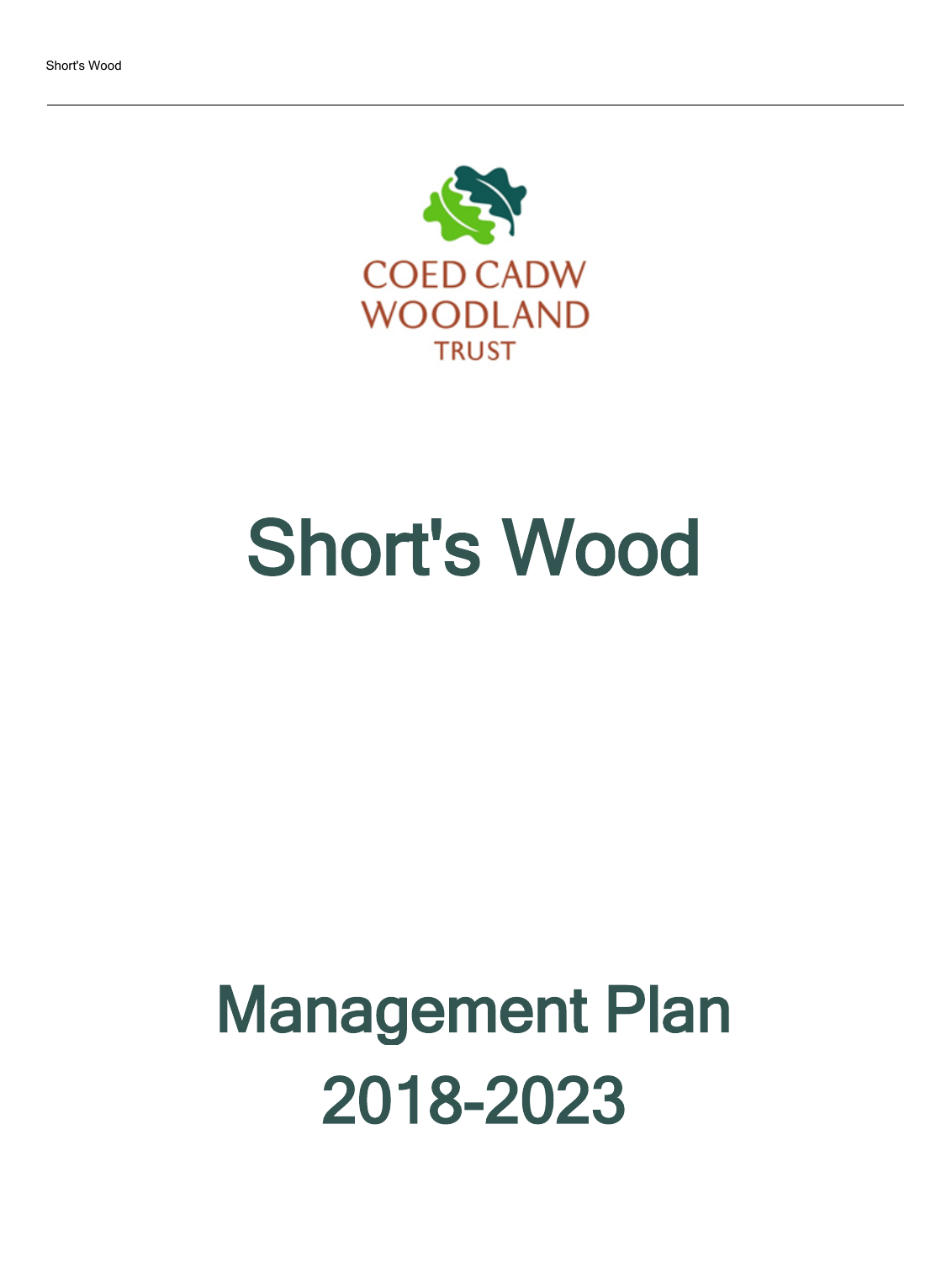COED CADW
WOODLAND
TRUST

# Short's Wood

# Management Plan
# 2018-2023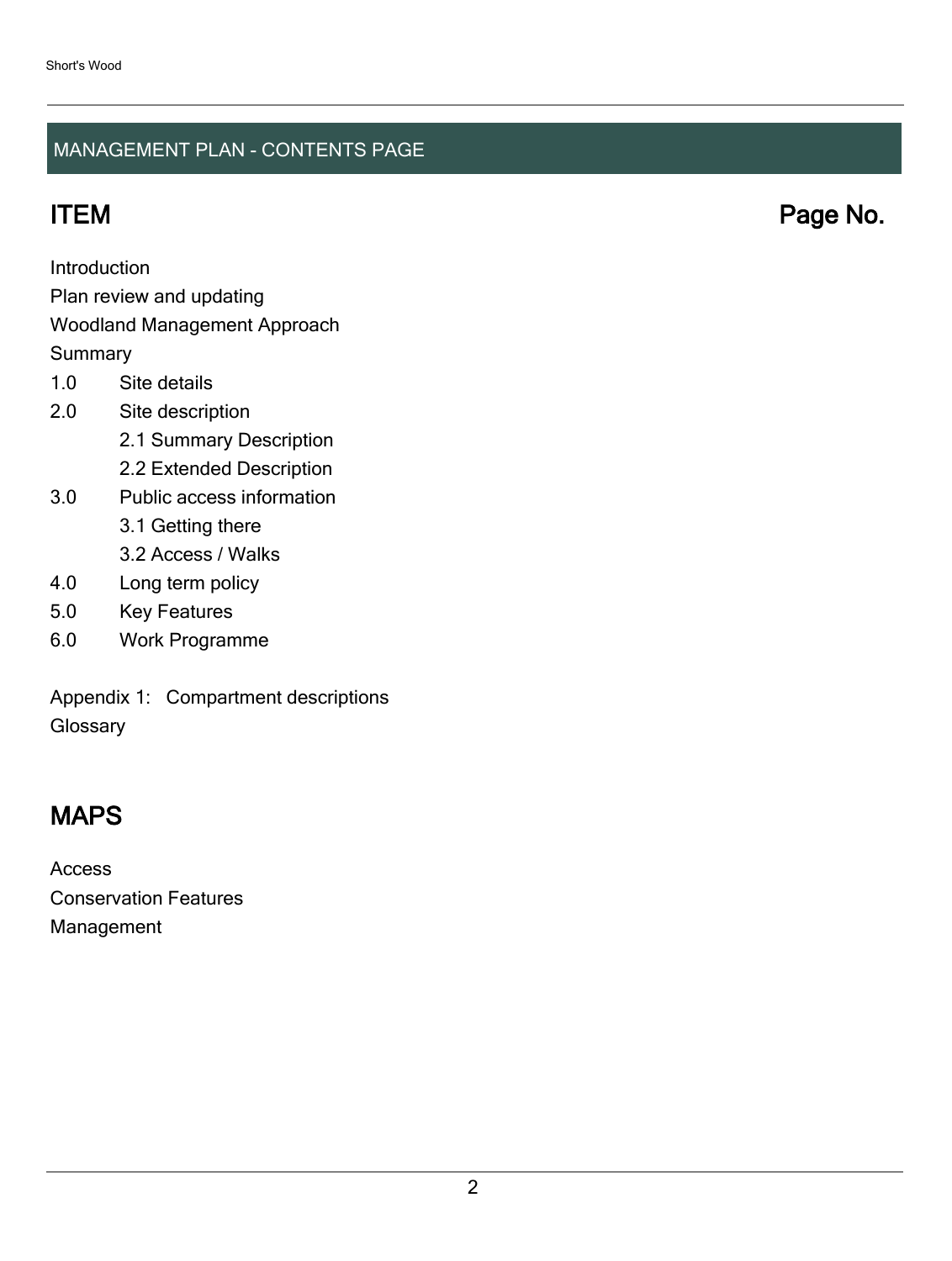## MANAGEMENT PLAN - CONTENTS PAGE

## ITEM Page No.

Introduction

Plan review and updating

Woodland Management Approach

Summary

1.0 Site details

2.0 Site description

- 2.1 Summary Description
- 2.2 Extended Description

3.0 Public access information

- 3.1 Getting there
- 3.2 Access / Walks

4.0 Long term policy

5.0 Key Features

6.0 Work Programme

Appendix 1: Compartment descriptions

Glossary

## MAPS

Access

Conservation Features

Management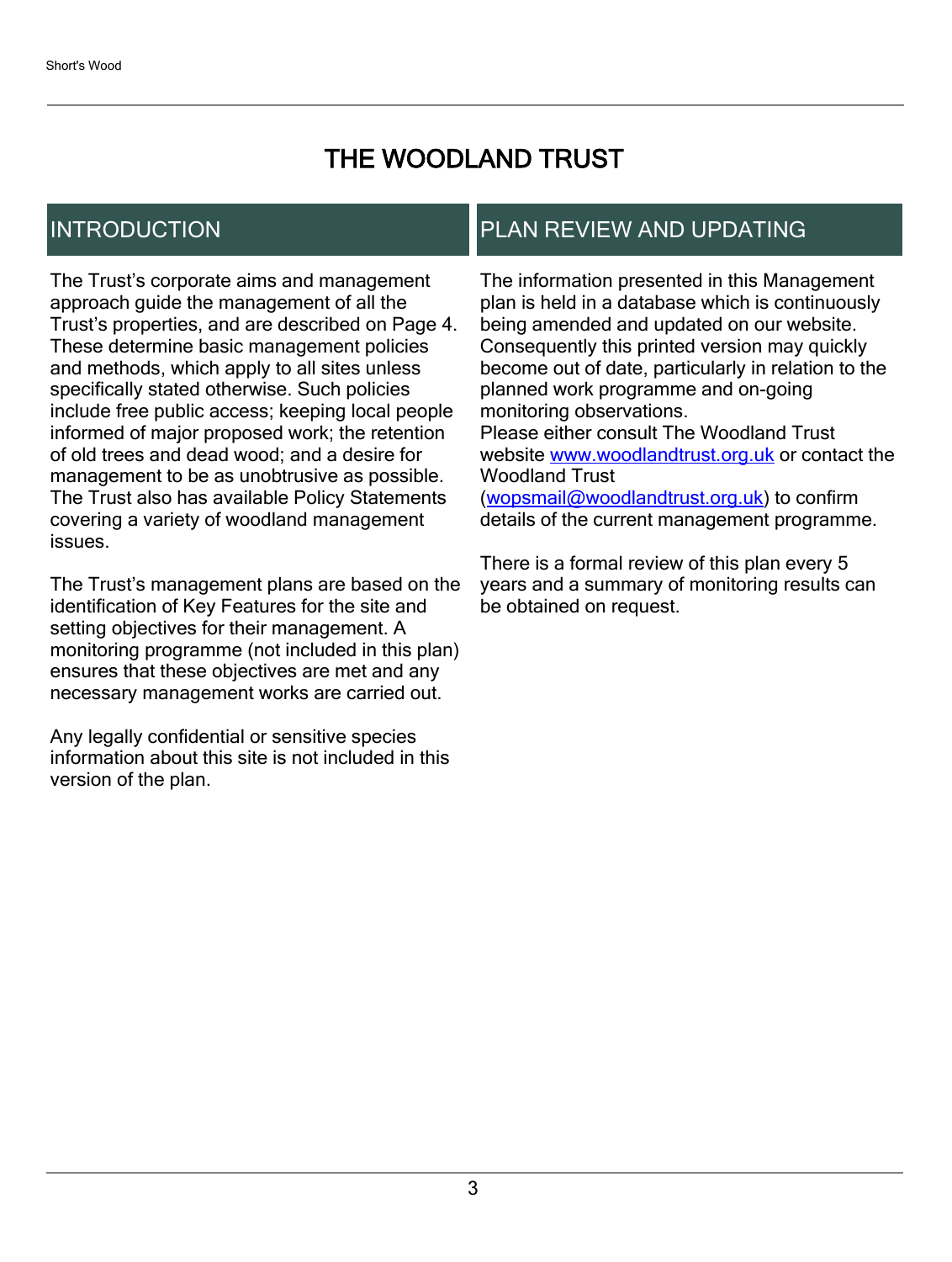# THE WOODLAND TRUST

## INTRODUCTION

The Trust's corporate aims and management approach guide the management of all the Trust's properties, and are described on Page 4. These determine basic management policies and methods, which apply to all sites unless specifically stated otherwise. Such policies include free public access; keeping local people informed of major proposed work; the retention of old trees and dead wood; and a desire for management to be as unobtrusive as possible. The Trust also has available Policy Statements covering a variety of woodland management issues.

The Trust's management plans are based on the identification of Key Features for the site and setting objectives for their management. A monitoring programme (not included in this plan) ensures that these objectives are met and any necessary management works are carried out.

Any legally confidential or sensitive species information about this site is not included in this version of the plan.

## PLAN REVIEW AND UPDATING

The information presented in this Management plan is held in a database which is continuously being amended and updated on our website. Consequently this printed version may quickly become out of date, particularly in relation to the planned work programme and on-going monitoring observations.
Please either consult The Woodland Trust website [www.woodlandtrust.org.uk](http://www.woodlandtrust.org.uk) or contact the Woodland Trust ([wopsmail@woodlandtrust.org.uk](mailto:wopsmail@woodlandtrust.org.uk)) to confirm details of the current management programme.

There is a formal review of this plan every 5 years and a summary of monitoring results can be obtained on request.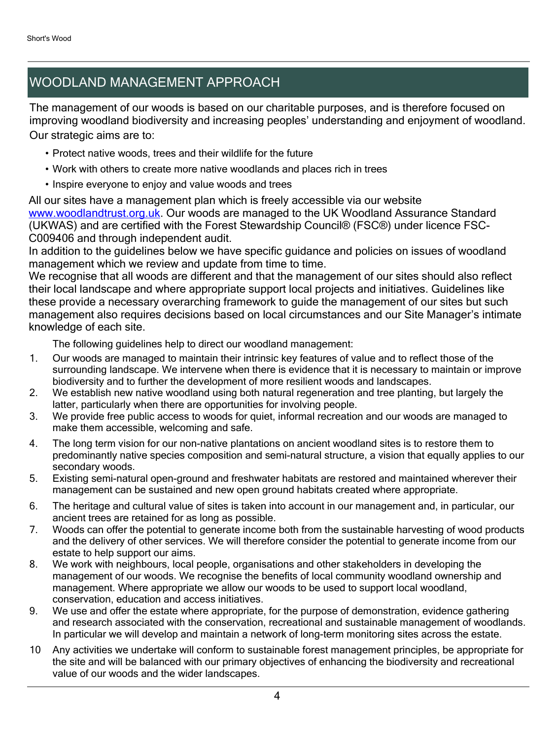## WOODLAND MANAGEMENT APPROACH

The management of our woods is based on our charitable purposes, and is therefore focused on improving woodland biodiversity and increasing peoples' understanding and enjoyment of woodland. Our strategic aims are to:

- Protect native woods, trees and their wildlife for the future
- Work with others to create more native woodlands and places rich in trees
- Inspire everyone to enjoy and value woods and trees

All our sites have a management plan which is freely accessible via our website [www.woodlandtrust.org.uk](http://www.woodlandtrust.org.uk). Our woods are managed to the UK Woodland Assurance Standard (UKWAS) and are certified with the Forest Stewardship Council® (FSC®) under licence FSC-C009406 and through independent audit.

In addition to the guidelines below we have specific guidance and policies on issues of woodland management which we review and update from time to time.

We recognise that all woods are different and that the management of our sites should also reflect their local landscape and where appropriate support local projects and initiatives. Guidelines like these provide a necessary overarching framework to guide the management of our sites but such management also requires decisions based on local circumstances and our Site Manager's intimate knowledge of each site.

The following guidelines help to direct our woodland management:

1. Our woods are managed to maintain their intrinsic key features of value and to reflect those of the surrounding landscape. We intervene when there is evidence that it is necessary to maintain or improve biodiversity and to further the development of more resilient woods and landscapes.
2. We establish new native woodland using both natural regeneration and tree planting, but largely the latter, particularly when there are opportunities for involving people.
3. We provide free public access to woods for quiet, informal recreation and our woods are managed to make them accessible, welcoming and safe.
4. The long term vision for our non-native plantations on ancient woodland sites is to restore them to predominantly native species composition and semi-natural structure, a vision that equally applies to our secondary woods.
5. Existing semi-natural open-ground and freshwater habitats are restored and maintained wherever their management can be sustained and new open ground habitats created where appropriate.
6. The heritage and cultural value of sites is taken into account in our management and, in particular, our ancient trees are retained for as long as possible.
7. Woods can offer the potential to generate income both from the sustainable harvesting of wood products and the delivery of other services. We will therefore consider the potential to generate income from our estate to help support our aims.
8. We work with neighbours, local people, organisations and other stakeholders in developing the management of our woods. We recognise the benefits of local community woodland ownership and management. Where appropriate we allow our woods to be used to support local woodland, conservation, education and access initiatives.
9. We use and offer the estate where appropriate, for the purpose of demonstration, evidence gathering and research associated with the conservation, recreational and sustainable management of woodlands. In particular we will develop and maintain a network of long-term monitoring sites across the estate.
10. Any activities we undertake will conform to sustainable forest management principles, be appropriate for the site and will be balanced with our primary objectives of enhancing the biodiversity and recreational value of our woods and the wider landscapes.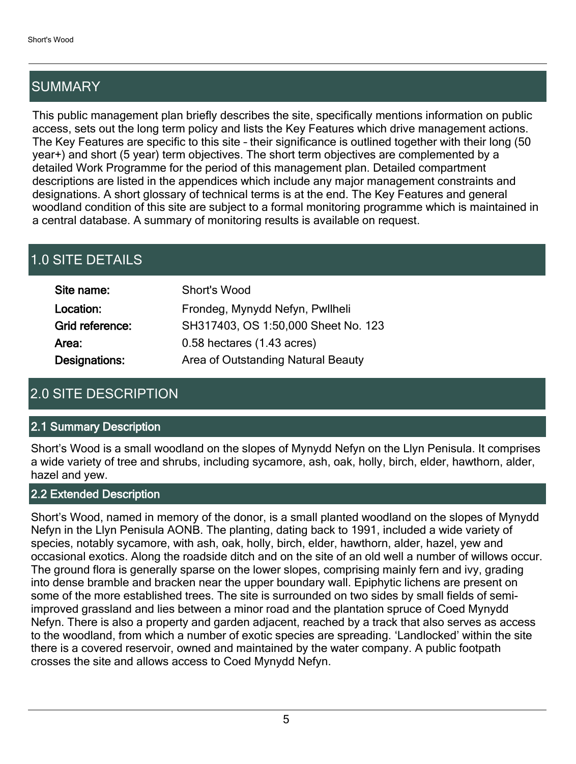## SUMMARY

This public management plan briefly describes the site, specifically mentions information on public access, sets out the long term policy and lists the Key Features which drive management actions. The Key Features are specific to this site – their significance is outlined together with their long (50 year+) and short (5 year) term objectives. The short term objectives are complemented by a detailed Work Programme for the period of this management plan. Detailed compartment descriptions are listed in the appendices which include any major management constraints and designations. A short glossary of technical terms is at the end. The Key Features and general woodland condition of this site are subject to a formal monitoring programme which is maintained in a central database. A summary of monitoring results is available on request.

## 1.0 SITE DETAILS

| | |
|---|---|
| **Site name:** | Short's Wood |
| **Location:** | Frondeg, Mynydd Nefyn, Pwllheli |
| **Grid reference:** | SH317403, OS 1:50,000 Sheet No. 123 |
| **Area:** | 0.58 hectares (1.43 acres) |
| **Designations:** | Area of Outstanding Natural Beauty |

## 2.0 SITE DESCRIPTION

### 2.1 Summary Description

Short’s Wood is a small woodland on the slopes of Mynydd Nefyn on the Llyn Penisula. It comprises a wide variety of tree and shrubs, including sycamore, ash, oak, holly, birch, elder, hawthorn, alder, hazel and yew.

### 2.2 Extended Description

Short’s Wood, named in memory of the donor, is a small planted woodland on the slopes of Mynydd Nefyn in the Llyn Penisula AONB. The planting, dating back to 1991, included a wide variety of species, notably sycamore, with ash, oak, holly, birch, elder, hawthorn, alder, hazel, yew and occasional exotics. Along the roadside ditch and on the site of an old well a number of willows occur. The ground flora is generally sparse on the lower slopes, comprising mainly fern and ivy, grading into dense bramble and bracken near the upper boundary wall. Epiphytic lichens are present on some of the more established trees. The site is surrounded on two sides by small fields of semi-improved grassland and lies between a minor road and the plantation spruce of Coed Mynydd Nefyn. There is also a property and garden adjacent, reached by a track that also serves as access to the woodland, from which a number of exotic species are spreading. ‘Landlocked’ within the site there is a covered reservoir, owned and maintained by the water company. A public footpath crosses the site and allows access to Coed Mynydd Nefyn.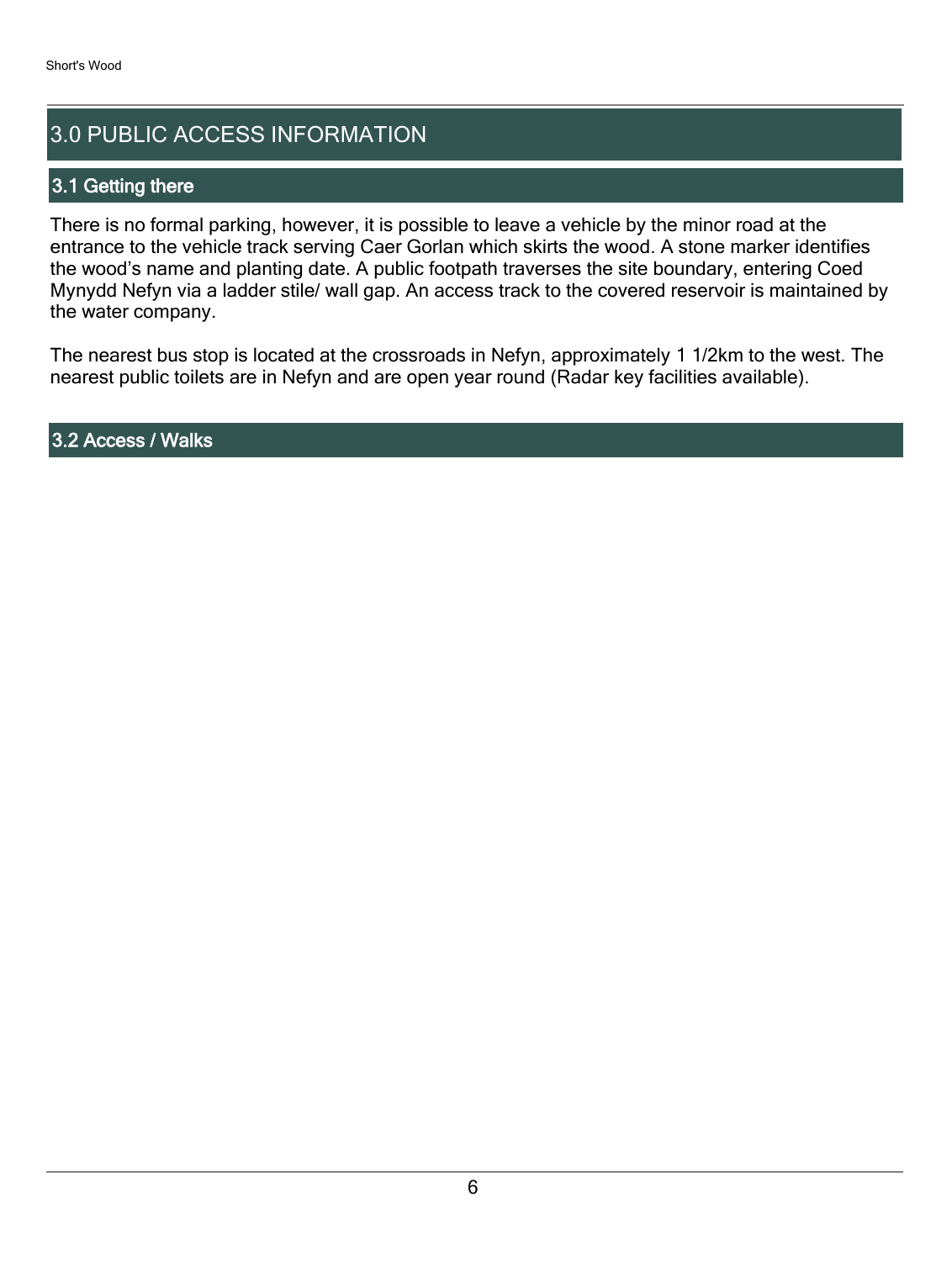# 3.0 PUBLIC ACCESS INFORMATION

## 3.1 Getting there

There is no formal parking, however, it is possible to leave a vehicle by the minor road at the entrance to the vehicle track serving Caer Gorlan which skirts the wood. A stone marker identifies the wood's name and planting date. A public footpath traverses the site boundary, entering Coed Mynydd Nefyn via a ladder stile/ wall gap. An access track to the covered reservoir is maintained by the water company.

The nearest bus stop is located at the crossroads in Nefyn, approximately 1 1/2km to the west. The nearest public toilets are in Nefyn and are open year round (Radar key facilities available).

## 3.2 Access / Walks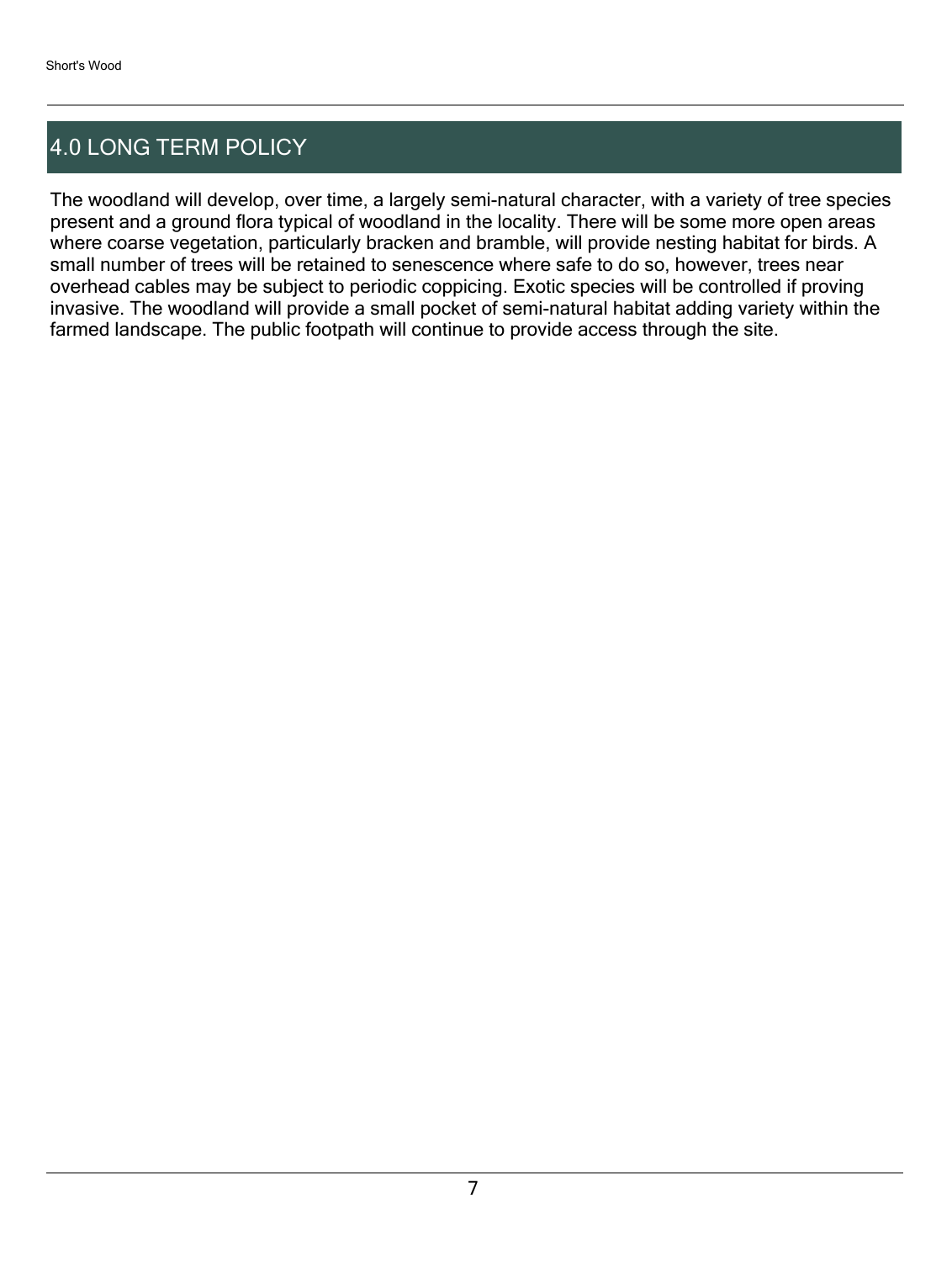## 4.0 LONG TERM POLICY

The woodland will develop, over time, a largely semi-natural character, with a variety of tree species present and a ground flora typical of woodland in the locality. There will be some more open areas where coarse vegetation, particularly bracken and bramble, will provide nesting habitat for birds. A small number of trees will be retained to senescence where safe to do so, however, trees near overhead cables may be subject to periodic coppicing. Exotic species will be controlled if proving invasive. The woodland will provide a small pocket of semi-natural habitat adding variety within the farmed landscape. The public footpath will continue to provide access through the site.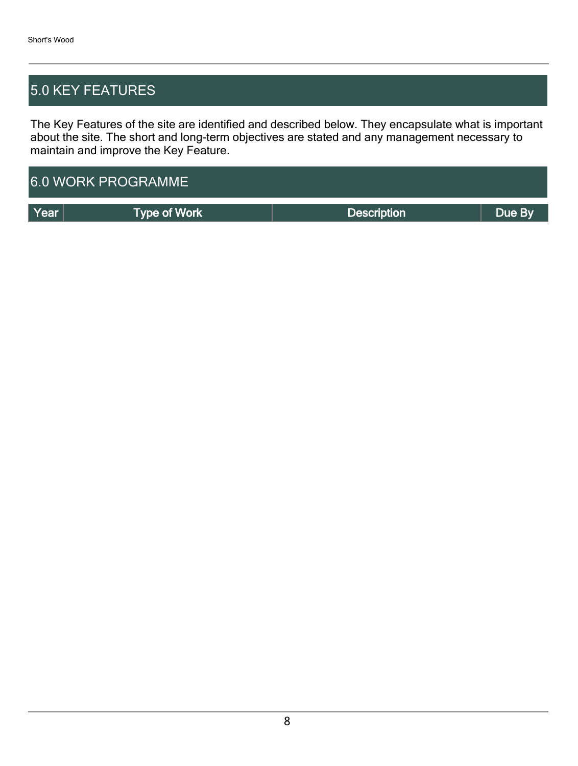## 5.0 KEY FEATURES

The Key Features of the site are identified and described below. They encapsulate what is important about the site. The short and long-term objectives are stated and any management necessary to maintain and improve the Key Feature.

## 6.0 WORK PROGRAMME

| Year | Type of Work | Description | Due By |
|---|---|---|---|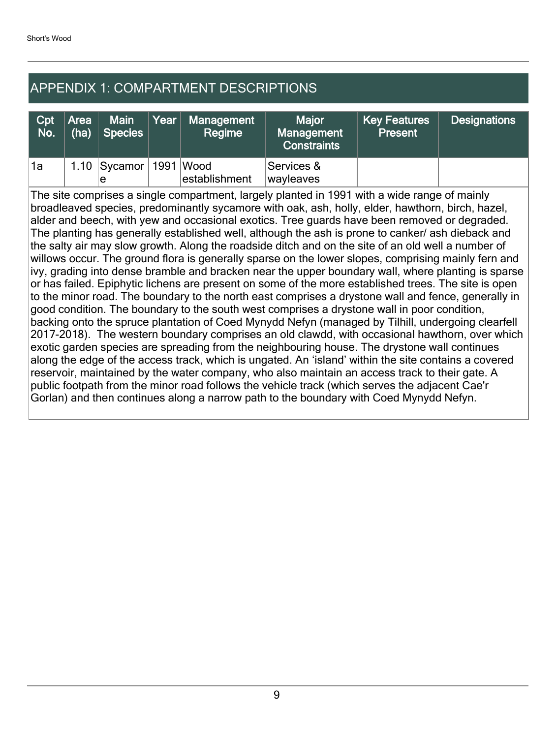## APPENDIX 1: COMPARTMENT DESCRIPTIONS

| Cpt No. | Area (ha) | Main Species | Year | Management Regime | Major Management Constraints | Key Features Present | Designations |
|---|---|---|---|---|---|---|---|
| 1a | 1.10 | Sycamore | 1991 | Wood establishment | Services & wayleaves | | |

The site comprises a single compartment, largely planted in 1991 with a wide range of mainly broadleaved species, predominantly sycamore with oak, ash, holly, elder, hawthorn, birch, hazel, alder and beech, with yew and occasional exotics. Tree guards have been removed or degraded. The planting has generally established well, although the ash is prone to canker/ ash dieback and the salty air may slow growth. Along the roadside ditch and on the site of an old well a number of willows occur. The ground flora is generally sparse on the lower slopes, comprising mainly fern and ivy, grading into dense bramble and bracken near the upper boundary wall, where planting is sparse or has failed. Epiphytic lichens are present on some of the more established trees. The site is open to the minor road. The boundary to the north east comprises a drystone wall and fence, generally in good condition. The boundary to the south west comprises a drystone wall in poor condition, backing onto the spruce plantation of Coed Mynydd Nefyn (managed by Tilhill, undergoing clearfell 2017-2018). The western boundary comprises an old clawdd, with occasional hawthorn, over which exotic garden species are spreading from the neighbouring house. The drystone wall continues along the edge of the access track, which is ungated. An 'island' within the site contains a covered reservoir, maintained by the water company, who also maintain an access track to their gate. A public footpath from the minor road follows the vehicle track (which serves the adjacent Cae'r Gorlan) and then continues along a narrow path to the boundary with Coed Mynydd Nefyn.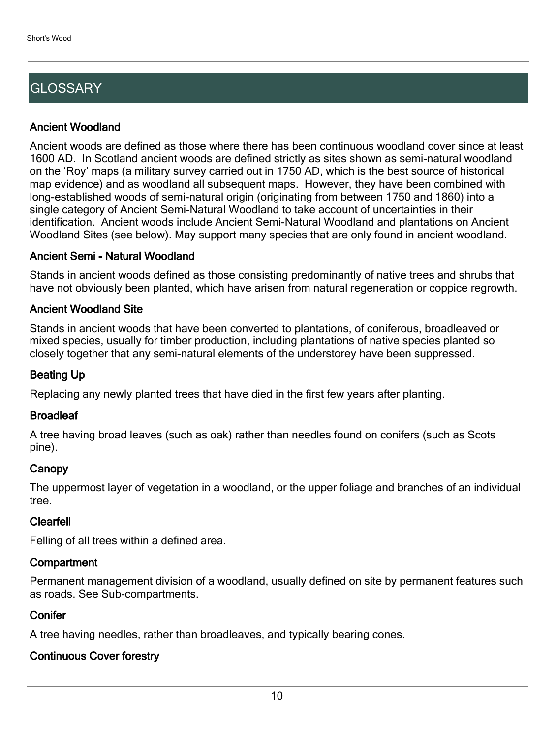## GLOSSARY

### Ancient Woodland

Ancient woods are defined as those where there has been continuous woodland cover since at least 1600 AD. In Scotland ancient woods are defined strictly as sites shown as semi-natural woodland on the 'Roy' maps (a military survey carried out in 1750 AD, which is the best source of historical map evidence) and as woodland all subsequent maps. However, they have been combined with long-established woods of semi-natural origin (originating from between 1750 and 1860) into a single category of Ancient Semi-Natural Woodland to take account of uncertainties in their identification. Ancient woods include Ancient Semi-Natural Woodland and plantations on Ancient Woodland Sites (see below). May support many species that are only found in ancient woodland.

### Ancient Semi - Natural Woodland

Stands in ancient woods defined as those consisting predominantly of native trees and shrubs that have not obviously been planted, which have arisen from natural regeneration or coppice regrowth.

### Ancient Woodland Site

Stands in ancient woods that have been converted to plantations, of coniferous, broadleaved or mixed species, usually for timber production, including plantations of native species planted so closely together that any semi-natural elements of the understorey have been suppressed.

### Beating Up

Replacing any newly planted trees that have died in the first few years after planting.

### Broadleaf

A tree having broad leaves (such as oak) rather than needles found on conifers (such as Scots pine).

### Canopy

The uppermost layer of vegetation in a woodland, or the upper foliage and branches of an individual tree.

### Clearfell

Felling of all trees within a defined area.

### Compartment

Permanent management division of a woodland, usually defined on site by permanent features such as roads. See Sub-compartments.

### Conifer

A tree having needles, rather than broadleaves, and typically bearing cones.

### Continuous Cover forestry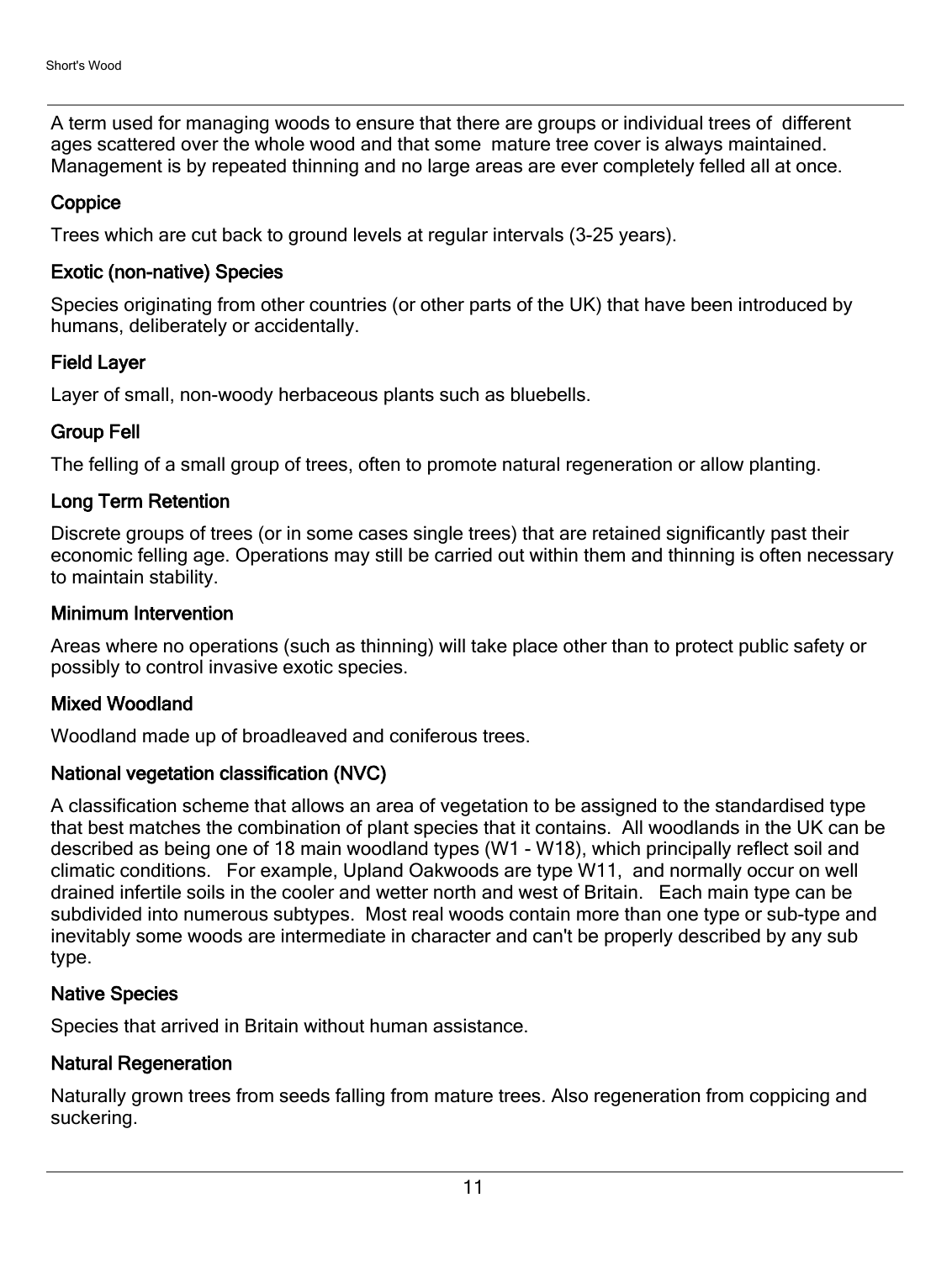A term used for managing woods to ensure that there are groups or individual trees of different ages scattered over the whole wood and that some mature tree cover is always maintained. Management is by repeated thinning and no large areas are ever completely felled all at once.

### Coppice

Trees which are cut back to ground levels at regular intervals (3-25 years).

### Exotic (non-native) Species

Species originating from other countries (or other parts of the UK) that have been introduced by humans, deliberately or accidentally.

### Field Layer

Layer of small, non-woody herbaceous plants such as bluebells.

### Group Fell

The felling of a small group of trees, often to promote natural regeneration or allow planting.

### Long Term Retention

Discrete groups of trees (or in some cases single trees) that are retained significantly past their economic felling age. Operations may still be carried out within them and thinning is often necessary to maintain stability.

### Minimum Intervention

Areas where no operations (such as thinning) will take place other than to protect public safety or possibly to control invasive exotic species.

### Mixed Woodland

Woodland made up of broadleaved and coniferous trees.

### National vegetation classification (NVC)

A classification scheme that allows an area of vegetation to be assigned to the standardised type that best matches the combination of plant species that it contains. All woodlands in the UK can be described as being one of 18 main woodland types (W1 - W18), which principally reflect soil and climatic conditions. For example, Upland Oakwoods are type W11, and normally occur on well drained infertile soils in the cooler and wetter north and west of Britain. Each main type can be subdivided into numerous subtypes. Most real woods contain more than one type or sub-type and inevitably some woods are intermediate in character and can't be properly described by any sub type.

### Native Species

Species that arrived in Britain without human assistance.

### Natural Regeneration

Naturally grown trees from seeds falling from mature trees. Also regeneration from coppicing and suckering.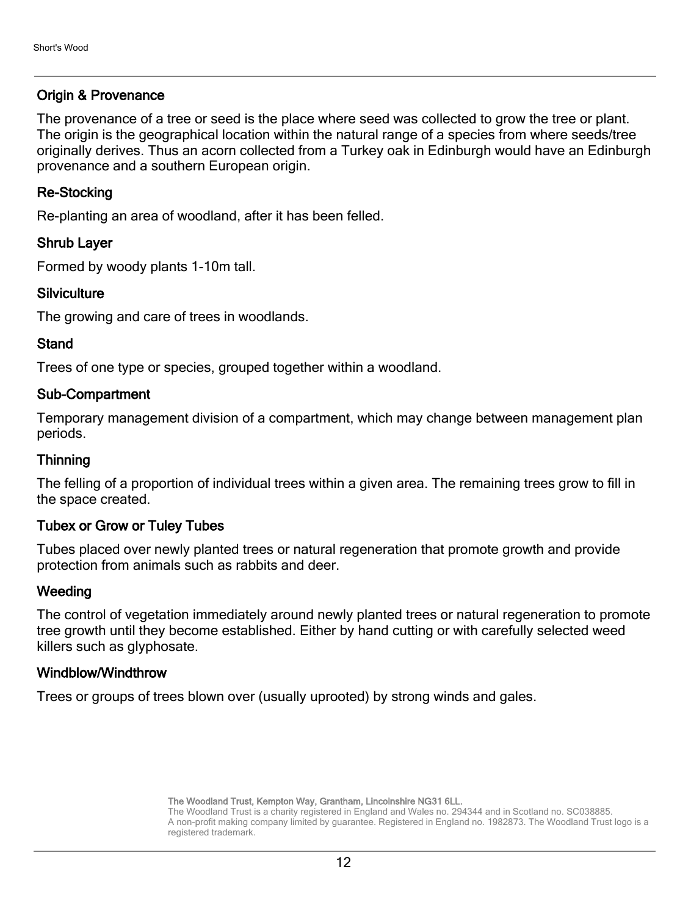### Origin & Provenance

The provenance of a tree or seed is the place where seed was collected to grow the tree or plant. The origin is the geographical location within the natural range of a species from where seeds/tree originally derives. Thus an acorn collected from a Turkey oak in Edinburgh would have an Edinburgh provenance and a southern European origin.

### Re-Stocking

Re-planting an area of woodland, after it has been felled.

### Shrub Layer

Formed by woody plants 1-10m tall.

### Silviculture

The growing and care of trees in woodlands.

### Stand

Trees of one type or species, grouped together within a woodland.

### Sub-Compartment

Temporary management division of a compartment, which may change between management plan periods.

### Thinning

The felling of a proportion of individual trees within a given area. The remaining trees grow to fill in the space created.

### Tubex or Grow or Tuley Tubes

Tubes placed over newly planted trees or natural regeneration that promote growth and provide protection from animals such as rabbits and deer.

### Weeding

The control of vegetation immediately around newly planted trees or natural regeneration to promote tree growth until they become established. Either by hand cutting or with carefully selected weed killers such as glyphosate.

### Windblow/Windthrow

Trees or groups of trees blown over (usually uprooted) by strong winds and gales.

**The Woodland Trust, Kempton Way, Grantham, Lincolnshire NG31 6LL.**
The Woodland Trust is a charity registered in England and Wales no. 294344 and in Scotland no. SC038885.
A non-profit making company limited by guarantee. Registered in England no. 1982873. The Woodland Trust logo is a registered trademark.